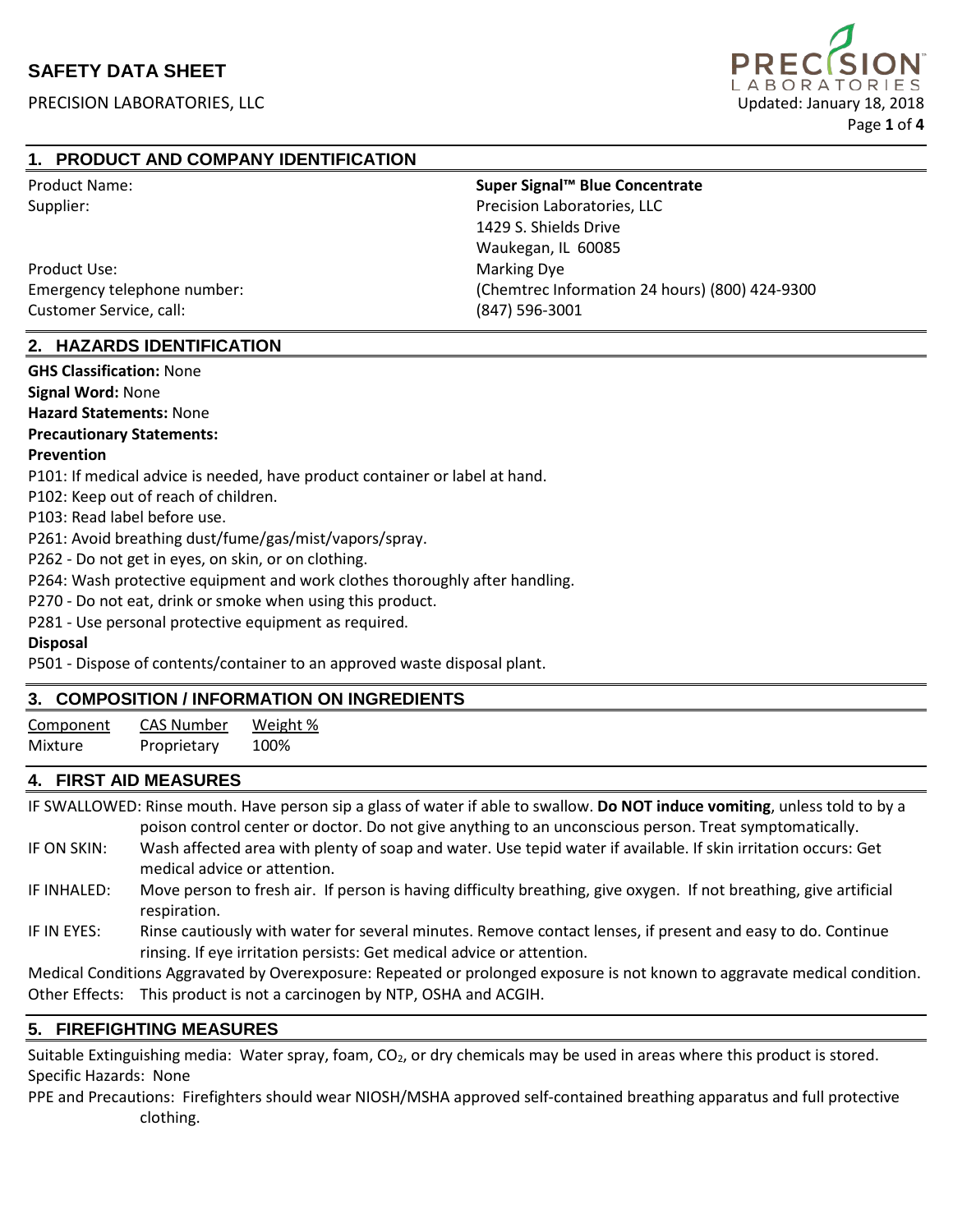# SAFETY DATA SHEET

PRECISION LABORATORIES, LLC

Updated: January 18, 2018

## 1. PRODUCT AND COMPANY IDENTIFICATION

| | |
|---|---|
| Product Name: | **Super Signal™ Blue Concentrate** |
| Supplier: | Precision Laboratories, LLC<br>1429 S. Shields Drive<br>Waukegan, IL 60085 |
| Product Use: | Marking Dye |
| Emergency telephone number: | (Chemtrec Information 24 hours) (800) 424-9300 |
| Customer Service, call: | (847) 596-3001 |

## 2. HAZARDS IDENTIFICATION

**GHS Classification:** None
**Signal Word:** None
**Hazard Statements:** None
**Precautionary Statements:**

**Prevention**

P101: If medical advice is needed, have product container or label at hand.
P102: Keep out of reach of children.
P103: Read label before use.
P261: Avoid breathing dust/fume/gas/mist/vapors/spray.
P262 - Do not get in eyes, on skin, or on clothing.
P264: Wash protective equipment and work clothes thoroughly after handling.
P270 - Do not eat, drink or smoke when using this product.
P281 - Use personal protective equipment as required.

**Disposal**

P501 - Dispose of contents/container to an approved waste disposal plant.

## 3. COMPOSITION / INFORMATION ON INGREDIENTS

| Component | CAS Number | Weight % |
|---|---|---|
| Mixture | Proprietary | 100% |

## 4. FIRST AID MEASURES

IF SWALLOWED: Rinse mouth. Have person sip a glass of water if able to swallow. **Do NOT induce vomiting**, unless told to by a poison control center or doctor. Do not give anything to an unconscious person. Treat symptomatically.

IF ON SKIN: Wash affected area with plenty of soap and water. Use tepid water if available. If skin irritation occurs: Get medical advice or attention.

IF INHALED: Move person to fresh air. If person is having difficulty breathing, give oxygen. If not breathing, give artificial respiration.

IF IN EYES: Rinse cautiously with water for several minutes. Remove contact lenses, if present and easy to do. Continue rinsing. If eye irritation persists: Get medical advice or attention.

Medical Conditions Aggravated by Overexposure: Repeated or prolonged exposure is not known to aggravate medical condition.

Other Effects: This product is not a carcinogen by NTP, OSHA and ACGIH.

## 5. FIREFIGHTING MEASURES

Suitable Extinguishing media: Water spray, foam, $CO_2$, or dry chemicals may be used in areas where this product is stored.

Specific Hazards: None

PPE and Precautions: Firefighters should wear NIOSH/MSHA approved self-contained breathing apparatus and full protective clothing.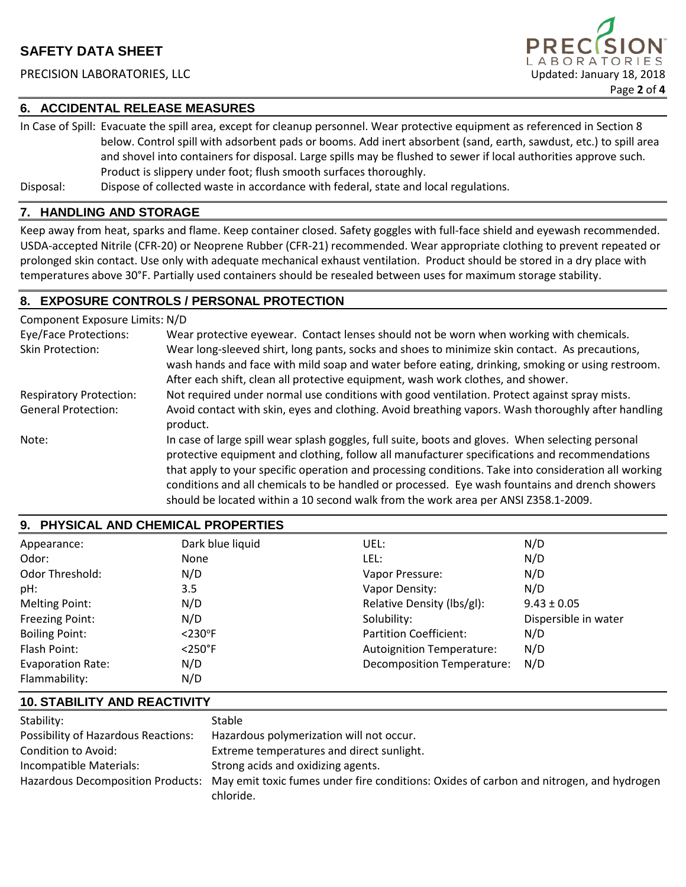## 6. ACCIDENTAL RELEASE MEASURES

In Case of Spill: Evacuate the spill area, except for cleanup personnel. Wear protective equipment as referenced in Section 8 below. Control spill with adsorbent pads or booms. Add inert absorbent (sand, earth, sawdust, etc.) to spill area and shovel into containers for disposal. Large spills may be flushed to sewer if local authorities approve such. Product is slippery under foot; flush smooth surfaces thoroughly.

Disposal: Dispose of collected waste in accordance with federal, state and local regulations.

## 7. HANDLING AND STORAGE

Keep away from heat, sparks and flame. Keep container closed. Safety goggles with full-face shield and eyewash recommended. USDA-accepted Nitrile (CFR-20) or Neoprene Rubber (CFR-21) recommended. Wear appropriate clothing to prevent repeated or prolonged skin contact. Use only with adequate mechanical exhaust ventilation. Product should be stored in a dry place with temperatures above 30°F. Partially used containers should be resealed between uses for maximum storage stability.

## 8. EXPOSURE CONTROLS / PERSONAL PROTECTION

Component Exposure Limits: N/D

Eye/Face Protections: Wear protective eyewear. Contact lenses should not be worn when working with chemicals.

Skin Protection: Wear long-sleeved shirt, long pants, socks and shoes to minimize skin contact. As precautions, wash hands and face with mild soap and water before eating, drinking, smoking or using restroom. After each shift, clean all protective equipment, wash work clothes, and shower.

Respiratory Protection: Not required under normal use conditions with good ventilation. Protect against spray mists.

General Protection: Avoid contact with skin, eyes and clothing. Avoid breathing vapors. Wash thoroughly after handling product.

Note: In case of large spill wear splash goggles, full suite, boots and gloves. When selecting personal protective equipment and clothing, follow all manufacturer specifications and recommendations that apply to your specific operation and processing conditions. Take into consideration all working conditions and all chemicals to be handled or processed. Eye wash fountains and drench showers should be located within a 10 second walk from the work area per ANSI Z358.1-2009.

## 9. PHYSICAL AND CHEMICAL PROPERTIES

| | | | |
|---|---|---|---|
| Appearance: | Dark blue liquid | UEL: | N/D |
| Odor: | None | LEL: | N/D |
| Odor Threshold: | N/D | Vapor Pressure: | N/D |
| pH: | 3.5 | Vapor Density: | N/D |
| Melting Point: | N/D | Relative Density (lbs/gl): | 9.43 ± 0.05 |
| Freezing Point: | N/D | Solubility: | Dispersible in water |
| Boiling Point: | <230°F | Partition Coefficient: | N/D |
| Flash Point: | <250°F | Autoignition Temperature: | N/D |
| Evaporation Rate: | N/D | Decomposition Temperature: | N/D |
| Flammability: | N/D | | |

## 10. STABILITY AND REACTIVITY

| | |
|---|---|
| Stability: | Stable |
| Possibility of Hazardous Reactions: | Hazardous polymerization will not occur. |
| Condition to Avoid: | Extreme temperatures and direct sunlight. |
| Incompatible Materials: | Strong acids and oxidizing agents. |
| Hazardous Decomposition Products: | May emit toxic fumes under fire conditions: Oxides of carbon and nitrogen, and hydrogen chloride. |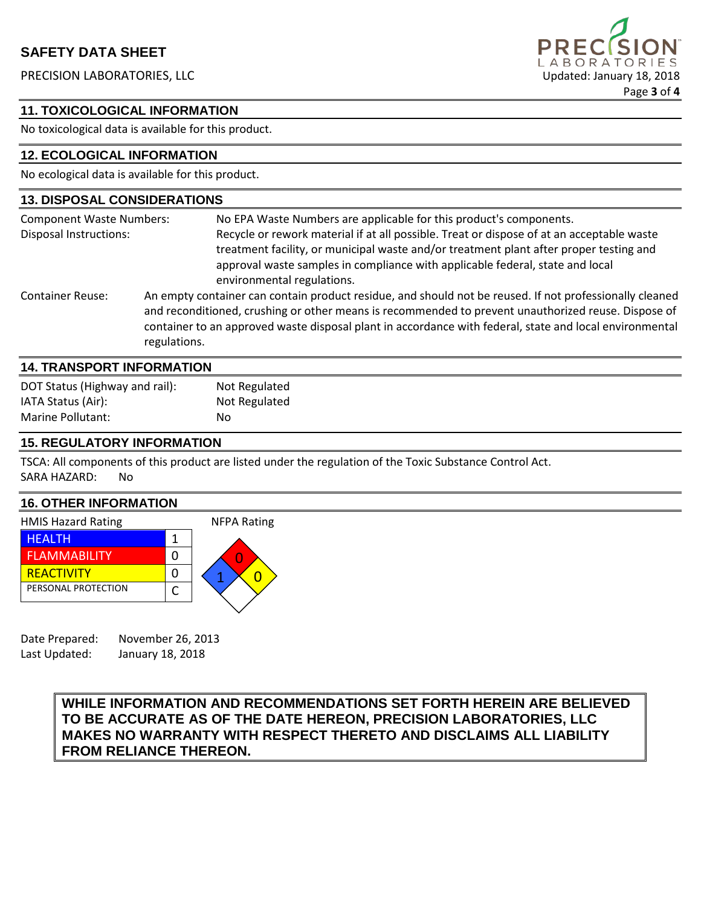## 11. TOXICOLOGICAL INFORMATION

No toxicological data is available for this product.

## 12. ECOLOGICAL INFORMATION

No ecological data is available for this product.

## 13. DISPOSAL CONSIDERATIONS

Component Waste Numbers: No EPA Waste Numbers are applicable for this product's components.

Disposal Instructions: Recycle or rework material if at all possible. Treat or dispose of at an acceptable waste treatment facility, or municipal waste and/or treatment plant after proper testing and approval waste samples in compliance with applicable federal, state and local environmental regulations.

Container Reuse: An empty container can contain product residue, and should not be reused. If not professionally cleaned and reconditioned, crushing or other means is recommended to prevent unauthorized reuse. Dispose of container to an approved waste disposal plant in accordance with federal, state and local environmental regulations.

## 14. TRANSPORT INFORMATION

DOT Status (Highway and rail): Not Regulated
IATA Status (Air): Not Regulated
Marine Pollutant: No

## 15. REGULATORY INFORMATION

TSCA: All components of this product are listed under the regulation of the Toxic Substance Control Act.
SARA HAZARD: No

## 16. OTHER INFORMATION

HMIS Hazard Rating

| HEALTH | 1 |
|---|---|
| FLAMMABILITY | 0 |
| REACTIVITY | 0 |
| PERSONAL PROTECTION | C |

NFPA Rating

Flammability (red): 0
Health (blue): 1
Reactivity (yellow): 0

Date Prepared: November 26, 2013
Last Updated: January 18, 2018

**WHILE INFORMATION AND RECOMMENDATIONS SET FORTH HEREIN ARE BELIEVED TO BE ACCURATE AS OF THE DATE HEREON, PRECISION LABORATORIES, LLC MAKES NO WARRANTY WITH RESPECT THERETO AND DISCLAIMS ALL LIABILITY FROM RELIANCE THEREON.**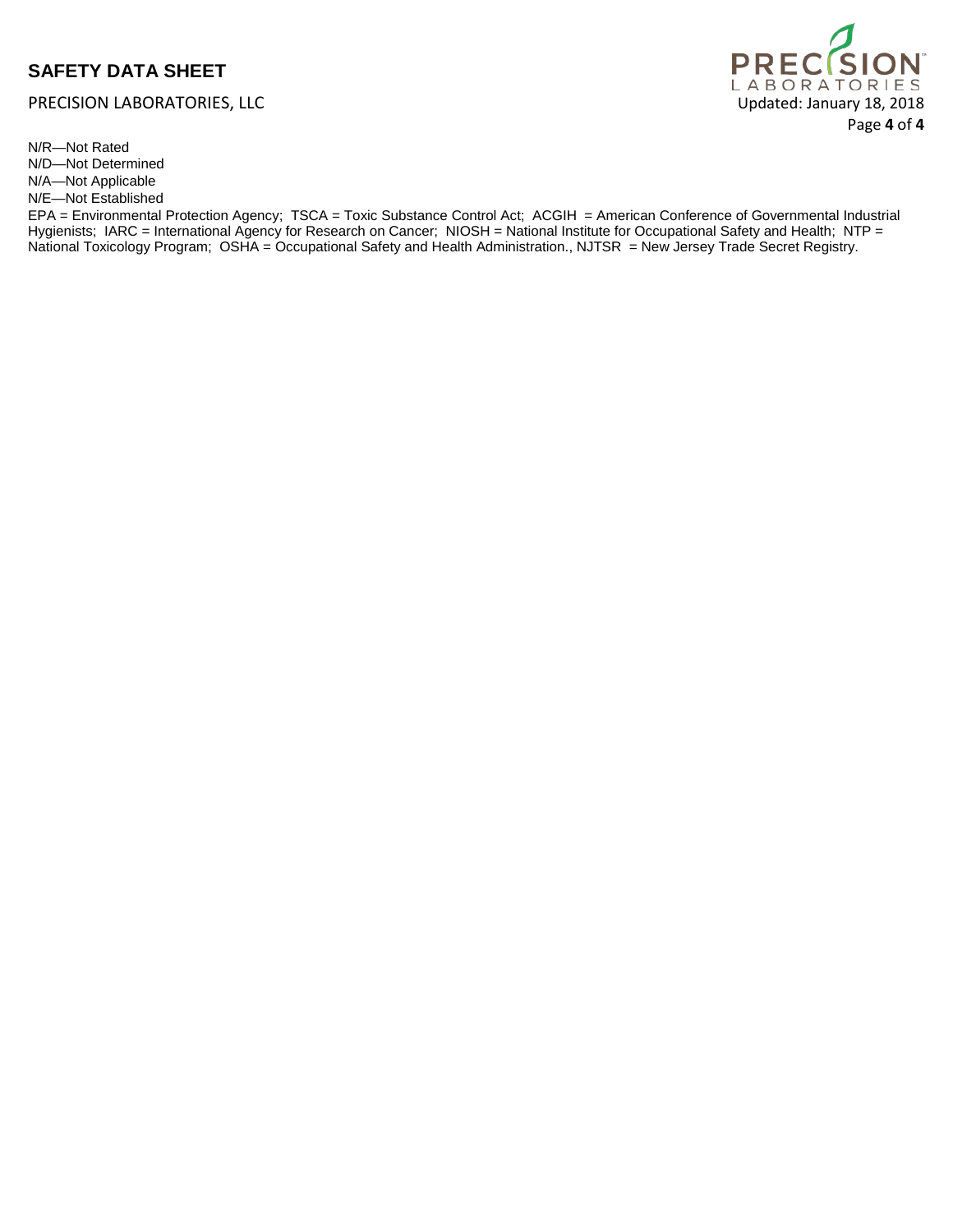N/R—Not Rated
N/D—Not Determined
N/A—Not Applicable
N/E—Not Established

EPA = Environmental Protection Agency; TSCA = Toxic Substance Control Act; ACGIH = American Conference of Governmental Industrial Hygienists; IARC = International Agency for Research on Cancer; NIOSH = National Institute for Occupational Safety and Health; NTP = National Toxicology Program; OSHA = Occupational Safety and Health Administration., NJTSR = New Jersey Trade Secret Registry.